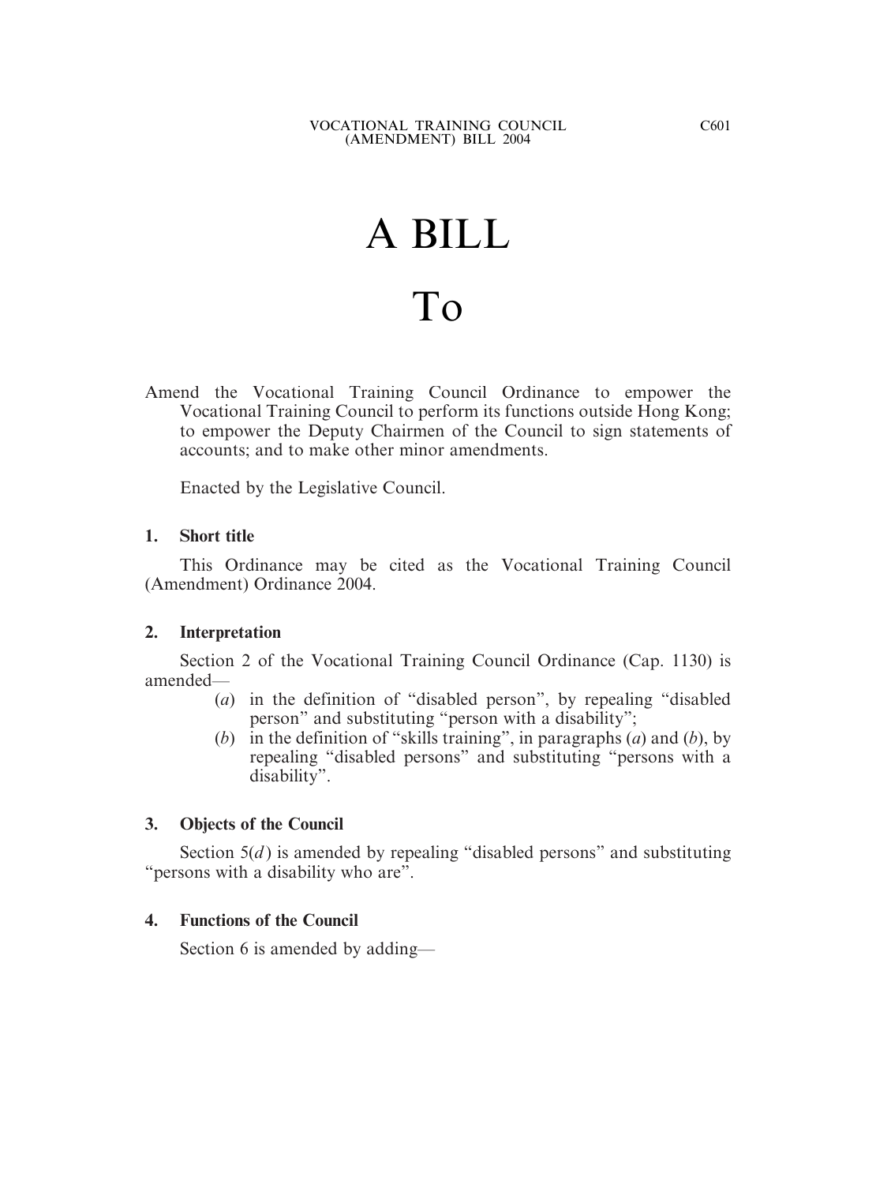# A BILL

# To

Amend the Vocational Training Council Ordinance to empower the Vocational Training Council to perform its functions outside Hong Kong; to empower the Deputy Chairmen of the Council to sign statements of accounts; and to make other minor amendments.

Enacted by the Legislative Council.

**1. Short title**

This Ordinance may be cited as the Vocational Training Council (Amendment) Ordinance 2004.

**2. Interpretation**

Section 2 of the Vocational Training Council Ordinance (Cap. 1130) is amended—

(*a*) in the definition of "disabled person", by repealing "disabled person" and substituting "person with a disability";

(*b*) in the definition of "skills training", in paragraphs (*a*) and (*b*), by repealing "disabled persons" and substituting "persons with a disability".

**3. Objects of the Council**

Section 5(*d*) is amended by repealing "disabled persons" and substituting "persons with a disability who are".

**4. Functions of the Council**

Section 6 is amended by adding—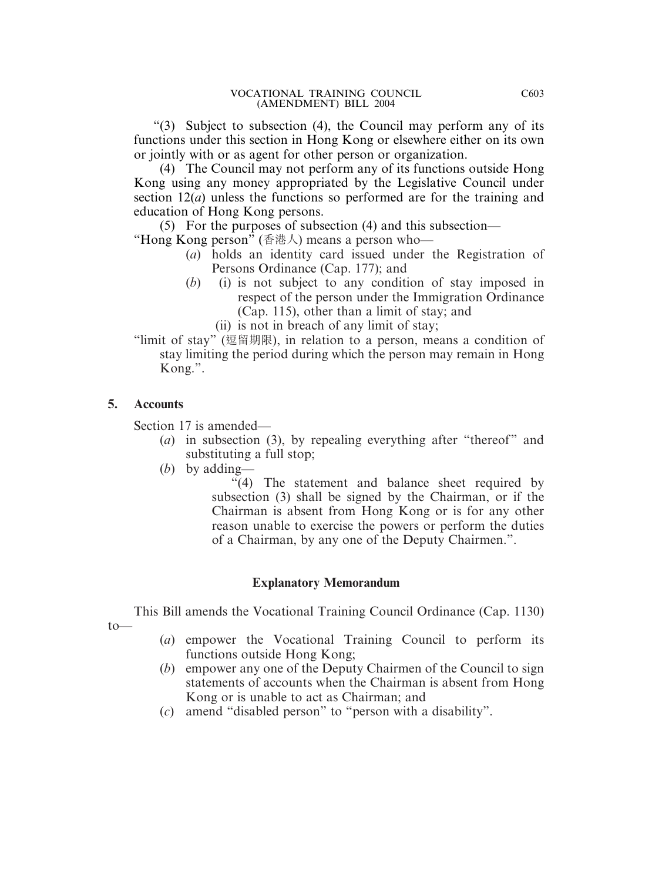"(3) Subject to subsection (4), the Council may perform any of its functions under this section in Hong Kong or elsewhere either on its own or jointly with or as agent for other person or organization.

(4) The Council may not perform any of its functions outside Hong Kong using any money appropriated by the Legislative Council under section 12(*a*) unless the functions so performed are for the training and education of Hong Kong persons.

(5) For the purposes of subsection (4) and this subsection—

"Hong Kong person" (香港人) means a person who—

- (*a*) holds an identity card issued under the Registration of Persons Ordinance (Cap. 177); and
- (*b*) (i) is not subject to any condition of stay imposed in respect of the person under the Immigration Ordinance (Cap. 115), other than a limit of stay; and
  - (ii) is not in breach of any limit of stay;

"limit of stay" (逗留期限), in relation to a person, means a condition of stay limiting the period during which the person may remain in Hong Kong.".

### 5. Accounts

Section 17 is amended—

- (*a*) in subsection (3), by repealing everything after "thereof" and substituting a full stop;
- (*b*) by adding—

  "(4) The statement and balance sheet required by subsection (3) shall be signed by the Chairman, or if the Chairman is absent from Hong Kong or is for any other reason unable to exercise the powers or perform the duties of a Chairman, by any one of the Deputy Chairmen.".

## Explanatory Memorandum

This Bill amends the Vocational Training Council Ordinance (Cap. 1130) to—

- (*a*) empower the Vocational Training Council to perform its functions outside Hong Kong;
- (*b*) empower any one of the Deputy Chairmen of the Council to sign statements of accounts when the Chairman is absent from Hong Kong or is unable to act as Chairman; and
- (*c*) amend "disabled person" to "person with a disability".